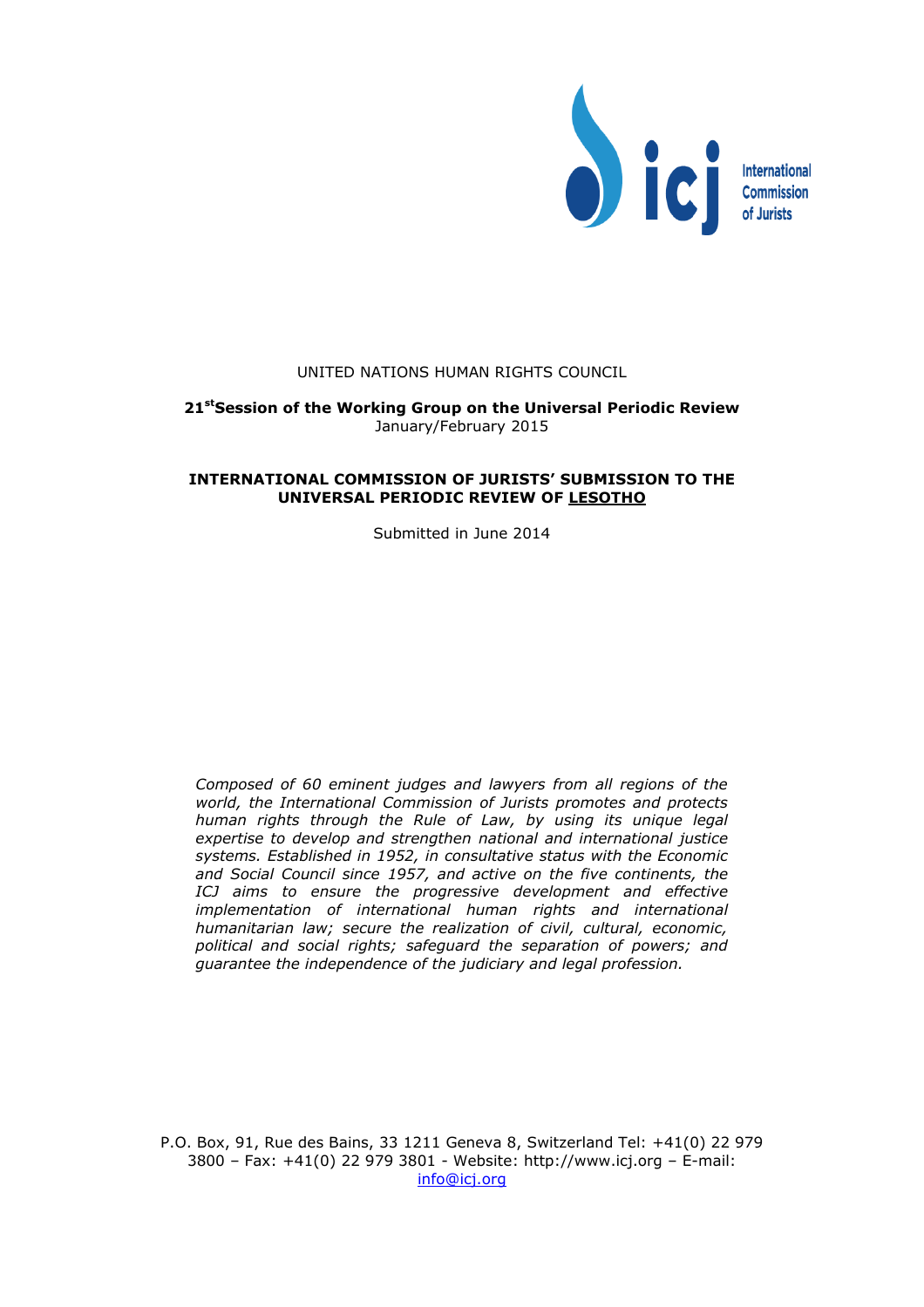International Commission of Jurists

UNITED NATIONS HUMAN RIGHTS COUNCIL

**21st Session of the Working Group on the Universal Periodic Review**
January/February 2015

**INTERNATIONAL COMMISSION OF JURISTS' SUBMISSION TO THE UNIVERSAL PERIODIC REVIEW OF LESOTHO**

Submitted in June 2014

*Composed of 60 eminent judges and lawyers from all regions of the world, the International Commission of Jurists promotes and protects human rights through the Rule of Law, by using its unique legal expertise to develop and strengthen national and international justice systems. Established in 1952, in consultative status with the Economic and Social Council since 1957, and active on the five continents, the ICJ aims to ensure the progressive development and effective implementation of international human rights and international humanitarian law; secure the realization of civil, cultural, economic, political and social rights; safeguard the separation of powers; and guarantee the independence of the judiciary and legal profession.*

P.O. Box, 91, Rue des Bains, 33 1211 Geneva 8, Switzerland Tel: +41(0) 22 979 3800 – Fax: +41(0) 22 979 3801 - Website: http://www.icj.org – E-mail: info@icj.org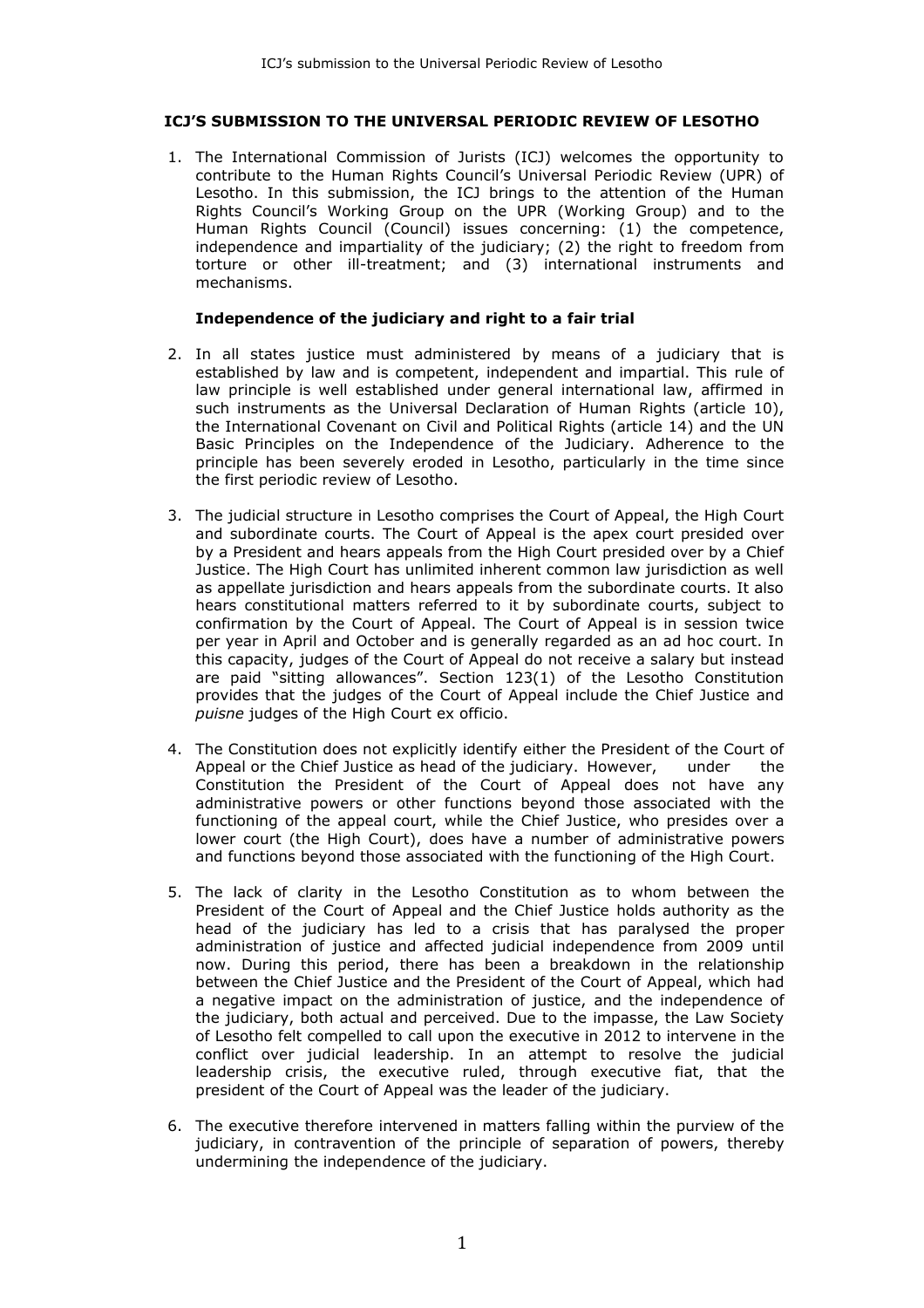## ICJ'S SUBMISSION TO THE UNIVERSAL PERIODIC REVIEW OF LESOTHO

1. The International Commission of Jurists (ICJ) welcomes the opportunity to contribute to the Human Rights Council's Universal Periodic Review (UPR) of Lesotho. In this submission, the ICJ brings to the attention of the Human Rights Council's Working Group on the UPR (Working Group) and to the Human Rights Council (Council) issues concerning: (1) the competence, independence and impartiality of the judiciary; (2) the right to freedom from torture or other ill-treatment; and (3) international instruments and mechanisms.

### Independence of the judiciary and right to a fair trial

2. In all states justice must administered by means of a judiciary that is established by law and is competent, independent and impartial. This rule of law principle is well established under general international law, affirmed in such instruments as the Universal Declaration of Human Rights (article 10), the International Covenant on Civil and Political Rights (article 14) and the UN Basic Principles on the Independence of the Judiciary. Adherence to the principle has been severely eroded in Lesotho, particularly in the time since the first periodic review of Lesotho.

3. The judicial structure in Lesotho comprises the Court of Appeal, the High Court and subordinate courts. The Court of Appeal is the apex court presided over by a President and hears appeals from the High Court presided over by a Chief Justice. The High Court has unlimited inherent common law jurisdiction as well as appellate jurisdiction and hears appeals from the subordinate courts. It also hears constitutional matters referred to it by subordinate courts, subject to confirmation by the Court of Appeal. The Court of Appeal is in session twice per year in April and October and is generally regarded as an ad hoc court. In this capacity, judges of the Court of Appeal do not receive a salary but instead are paid "sitting allowances". Section 123(1) of the Lesotho Constitution provides that the judges of the Court of Appeal include the Chief Justice and *puisne* judges of the High Court ex officio.

4. The Constitution does not explicitly identify either the President of the Court of Appeal or the Chief Justice as head of the judiciary. However, under the Constitution the President of the Court of Appeal does not have any administrative powers or other functions beyond those associated with the functioning of the appeal court, while the Chief Justice, who presides over a lower court (the High Court), does have a number of administrative powers and functions beyond those associated with the functioning of the High Court.

5. The lack of clarity in the Lesotho Constitution as to whom between the President of the Court of Appeal and the Chief Justice holds authority as the head of the judiciary has led to a crisis that has paralysed the proper administration of justice and affected judicial independence from 2009 until now. During this period, there has been a breakdown in the relationship between the Chief Justice and the President of the Court of Appeal, which had a negative impact on the administration of justice, and the independence of the judiciary, both actual and perceived. Due to the impasse, the Law Society of Lesotho felt compelled to call upon the executive in 2012 to intervene in the conflict over judicial leadership. In an attempt to resolve the judicial leadership crisis, the executive ruled, through executive fiat, that the president of the Court of Appeal was the leader of the judiciary.

6. The executive therefore intervened in matters falling within the purview of the judiciary, in contravention of the principle of separation of powers, thereby undermining the independence of the judiciary.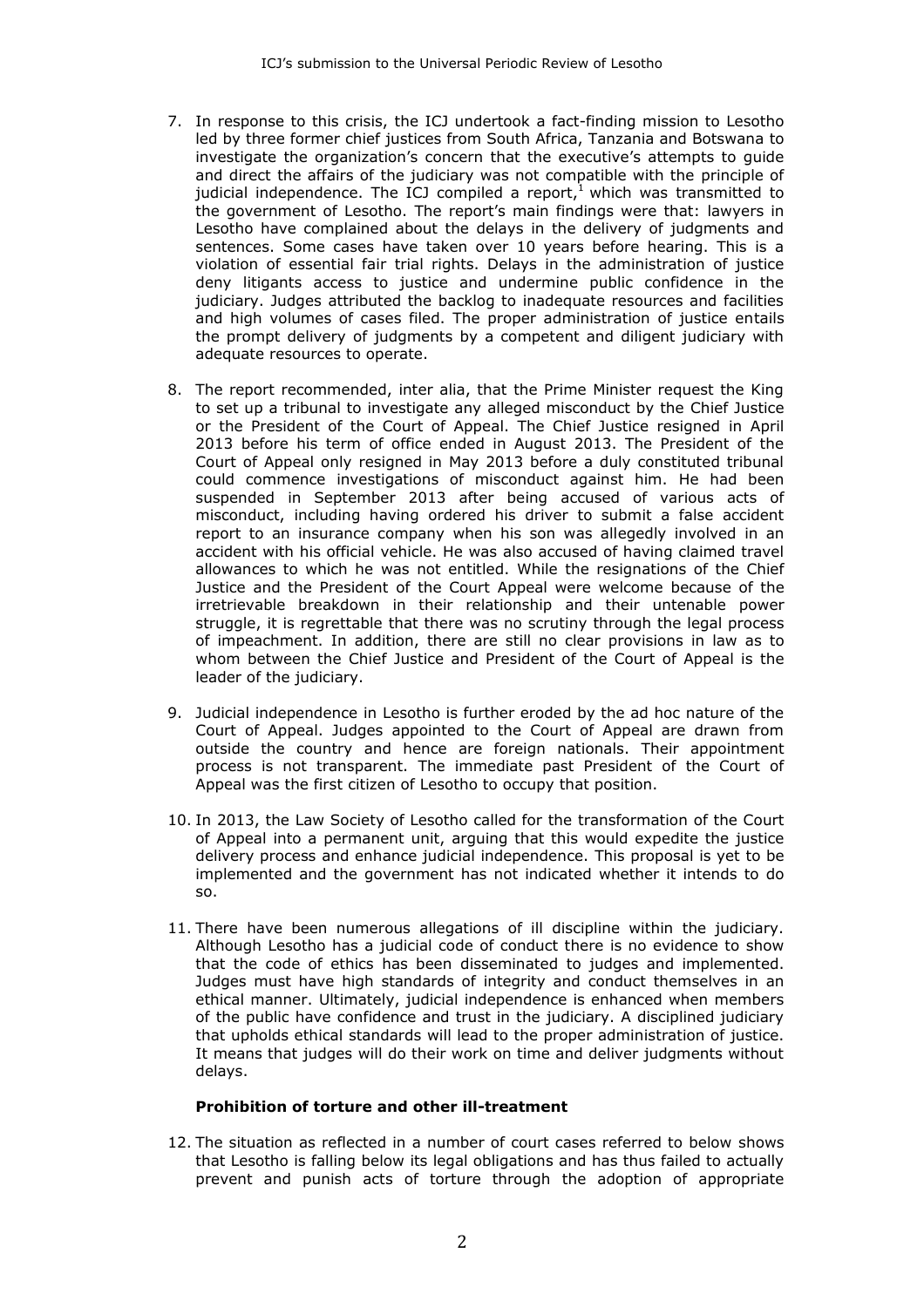7. In response to this crisis, the ICJ undertook a fact-finding mission to Lesotho led by three former chief justices from South Africa, Tanzania and Botswana to investigate the organization's concern that the executive's attempts to guide and direct the affairs of the judiciary was not compatible with the principle of judicial independence. The ICJ compiled a report,[1] which was transmitted to the government of Lesotho. The report's main findings were that: lawyers in Lesotho have complained about the delays in the delivery of judgments and sentences. Some cases have taken over 10 years before hearing. This is a violation of essential fair trial rights. Delays in the administration of justice deny litigants access to justice and undermine public confidence in the judiciary. Judges attributed the backlog to inadequate resources and facilities and high volumes of cases filed. The proper administration of justice entails the prompt delivery of judgments by a competent and diligent judiciary with adequate resources to operate.

8. The report recommended, inter alia, that the Prime Minister request the King to set up a tribunal to investigate any alleged misconduct by the Chief Justice or the President of the Court of Appeal. The Chief Justice resigned in April 2013 before his term of office ended in August 2013. The President of the Court of Appeal only resigned in May 2013 before a duly constituted tribunal could commence investigations of misconduct against him. He had been suspended in September 2013 after being accused of various acts of misconduct, including having ordered his driver to submit a false accident report to an insurance company when his son was allegedly involved in an accident with his official vehicle. He was also accused of having claimed travel allowances to which he was not entitled. While the resignations of the Chief Justice and the President of the Court Appeal were welcome because of the irretrievable breakdown in their relationship and their untenable power struggle, it is regrettable that there was no scrutiny through the legal process of impeachment. In addition, there are still no clear provisions in law as to whom between the Chief Justice and President of the Court of Appeal is the leader of the judiciary.

9. Judicial independence in Lesotho is further eroded by the ad hoc nature of the Court of Appeal. Judges appointed to the Court of Appeal are drawn from outside the country and hence are foreign nationals. Their appointment process is not transparent. The immediate past President of the Court of Appeal was the first citizen of Lesotho to occupy that position.

10. In 2013, the Law Society of Lesotho called for the transformation of the Court of Appeal into a permanent unit, arguing that this would expedite the justice delivery process and enhance judicial independence. This proposal is yet to be implemented and the government has not indicated whether it intends to do so.

11. There have been numerous allegations of ill discipline within the judiciary. Although Lesotho has a judicial code of conduct there is no evidence to show that the code of ethics has been disseminated to judges and implemented. Judges must have high standards of integrity and conduct themselves in an ethical manner. Ultimately, judicial independence is enhanced when members of the public have confidence and trust in the judiciary. A disciplined judiciary that upholds ethical standards will lead to the proper administration of justice. It means that judges will do their work on time and deliver judgments without delays.

**Prohibition of torture and other ill-treatment**

12. The situation as reflected in a number of court cases referred to below shows that Lesotho is falling below its legal obligations and has thus failed to actually prevent and punish acts of torture through the adoption of appropriate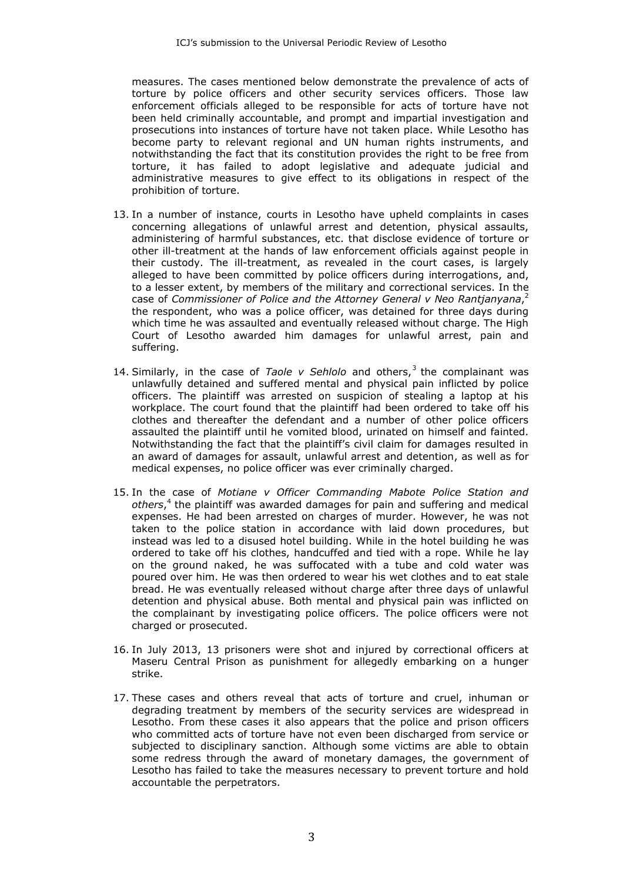measures. The cases mentioned below demonstrate the prevalence of acts of torture by police officers and other security services officers. Those law enforcement officials alleged to be responsible for acts of torture have not been held criminally accountable, and prompt and impartial investigation and prosecutions into instances of torture have not taken place. While Lesotho has become party to relevant regional and UN human rights instruments, and notwithstanding the fact that its constitution provides the right to be free from torture, it has failed to adopt legislative and adequate judicial and administrative measures to give effect to its obligations in respect of the prohibition of torture.

13. In a number of instance, courts in Lesotho have upheld complaints in cases concerning allegations of unlawful arrest and detention, physical assaults, administering of harmful substances, etc. that disclose evidence of torture or other ill-treatment at the hands of law enforcement officials against people in their custody. The ill-treatment, as revealed in the court cases, is largely alleged to have been committed by police officers during interrogations, and, to a lesser extent, by members of the military and correctional services. In the case of *Commissioner of Police and the Attorney General v Neo Rantjanyana*,[2] the respondent, who was a police officer, was detained for three days during which time he was assaulted and eventually released without charge. The High Court of Lesotho awarded him damages for unlawful arrest, pain and suffering.

14. Similarly, in the case of *Taole v Sehlolo* and others,[3] the complainant was unlawfully detained and suffered mental and physical pain inflicted by police officers. The plaintiff was arrested on suspicion of stealing a laptop at his workplace. The court found that the plaintiff had been ordered to take off his clothes and thereafter the defendant and a number of other police officers assaulted the plaintiff until he vomited blood, urinated on himself and fainted. Notwithstanding the fact that the plaintiff's civil claim for damages resulted in an award of damages for assault, unlawful arrest and detention, as well as for medical expenses, no police officer was ever criminally charged.

15. In the case of *Motiane v Officer Commanding Mabote Police Station and others*,[4] the plaintiff was awarded damages for pain and suffering and medical expenses. He had been arrested on charges of murder. However, he was not taken to the police station in accordance with laid down procedures, but instead was led to a disused hotel building. While in the hotel building he was ordered to take off his clothes, handcuffed and tied with a rope. While he lay on the ground naked, he was suffocated with a tube and cold water was poured over him. He was then ordered to wear his wet clothes and to eat stale bread. He was eventually released without charge after three days of unlawful detention and physical abuse. Both mental and physical pain was inflicted on the complainant by investigating police officers. The police officers were not charged or prosecuted.

16. In July 2013, 13 prisoners were shot and injured by correctional officers at Maseru Central Prison as punishment for allegedly embarking on a hunger strike.

17. These cases and others reveal that acts of torture and cruel, inhuman or degrading treatment by members of the security services are widespread in Lesotho. From these cases it also appears that the police and prison officers who committed acts of torture have not even been discharged from service or subjected to disciplinary sanction. Although some victims are able to obtain some redress through the award of monetary damages, the government of Lesotho has failed to take the measures necessary to prevent torture and hold accountable the perpetrators.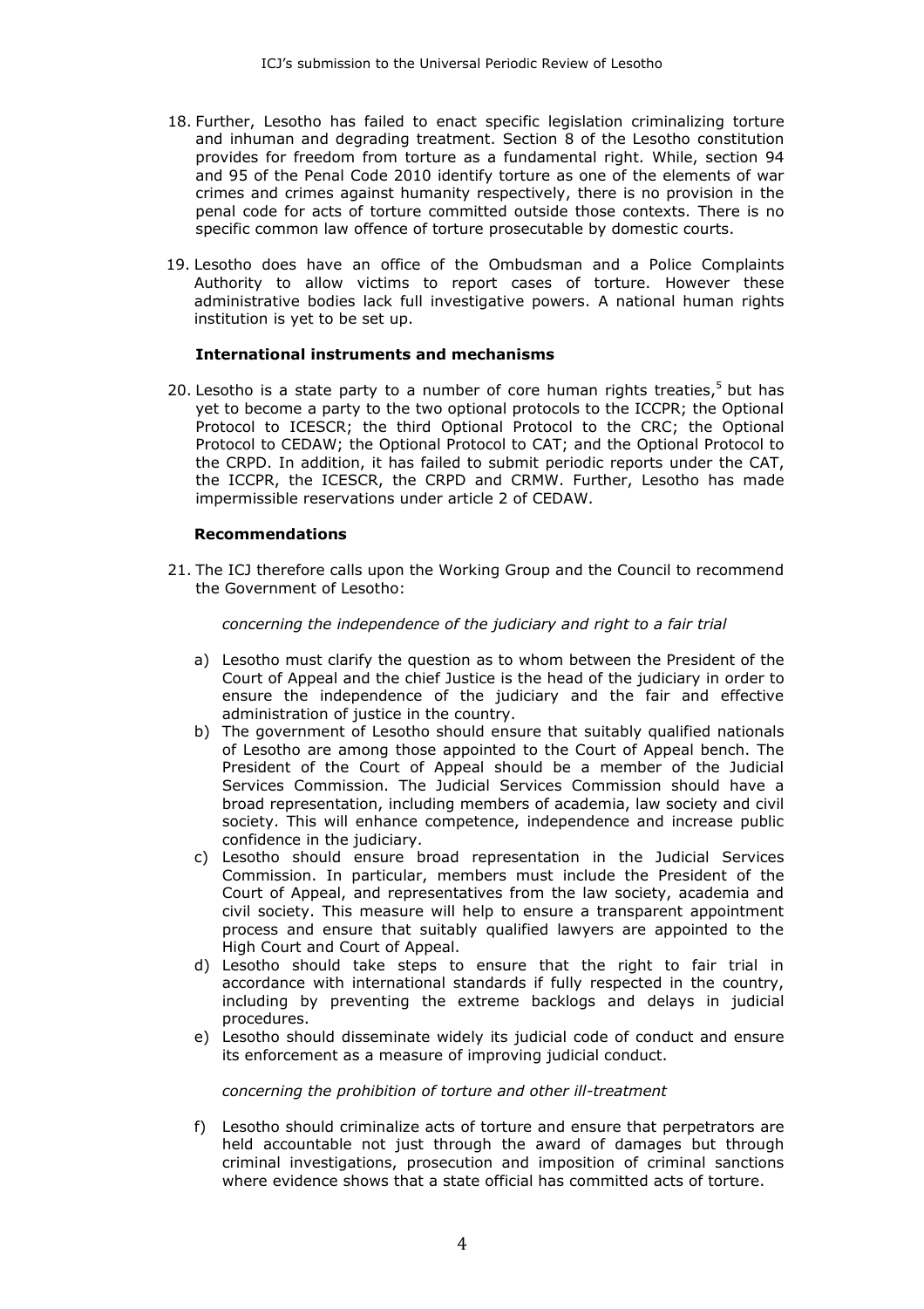18. Further, Lesotho has failed to enact specific legislation criminalizing torture and inhuman and degrading treatment. Section 8 of the Lesotho constitution provides for freedom from torture as a fundamental right. While, section 94 and 95 of the Penal Code 2010 identify torture as one of the elements of war crimes and crimes against humanity respectively, there is no provision in the penal code for acts of torture committed outside those contexts. There is no specific common law offence of torture prosecutable by domestic courts.

19. Lesotho does have an office of the Ombudsman and a Police Complaints Authority to allow victims to report cases of torture. However these administrative bodies lack full investigative powers. A national human rights institution is yet to be set up.

**International instruments and mechanisms**

20. Lesotho is a state party to a number of core human rights treaties,[5] but has yet to become a party to the two optional protocols to the ICCPR; the Optional Protocol to ICESCR; the third Optional Protocol to the CRC; the Optional Protocol to CEDAW; the Optional Protocol to CAT; and the Optional Protocol to the CRPD. In addition, it has failed to submit periodic reports under the CAT, the ICCPR, the ICESCR, the CRPD and CRMW. Further, Lesotho has made impermissible reservations under article 2 of CEDAW.

**Recommendations**

21. The ICJ therefore calls upon the Working Group and the Council to recommend the Government of Lesotho:

*concerning the independence of the judiciary and right to a fair trial*

a) Lesotho must clarify the question as to whom between the President of the Court of Appeal and the chief Justice is the head of the judiciary in order to ensure the independence of the judiciary and the fair and effective administration of justice in the country.
b) The government of Lesotho should ensure that suitably qualified nationals of Lesotho are among those appointed to the Court of Appeal bench. The President of the Court of Appeal should be a member of the Judicial Services Commission. The Judicial Services Commission should have a broad representation, including members of academia, law society and civil society. This will enhance competence, independence and increase public confidence in the judiciary.
c) Lesotho should ensure broad representation in the Judicial Services Commission. In particular, members must include the President of the Court of Appeal, and representatives from the law society, academia and civil society. This measure will help to ensure a transparent appointment process and ensure that suitably qualified lawyers are appointed to the High Court and Court of Appeal.
d) Lesotho should take steps to ensure that the right to fair trial in accordance with international standards if fully respected in the country, including by preventing the extreme backlogs and delays in judicial procedures.
e) Lesotho should disseminate widely its judicial code of conduct and ensure its enforcement as a measure of improving judicial conduct.

*concerning the prohibition of torture and other ill-treatment*

f) Lesotho should criminalize acts of torture and ensure that perpetrators are held accountable not just through the award of damages but through criminal investigations, prosecution and imposition of criminal sanctions where evidence shows that a state official has committed acts of torture.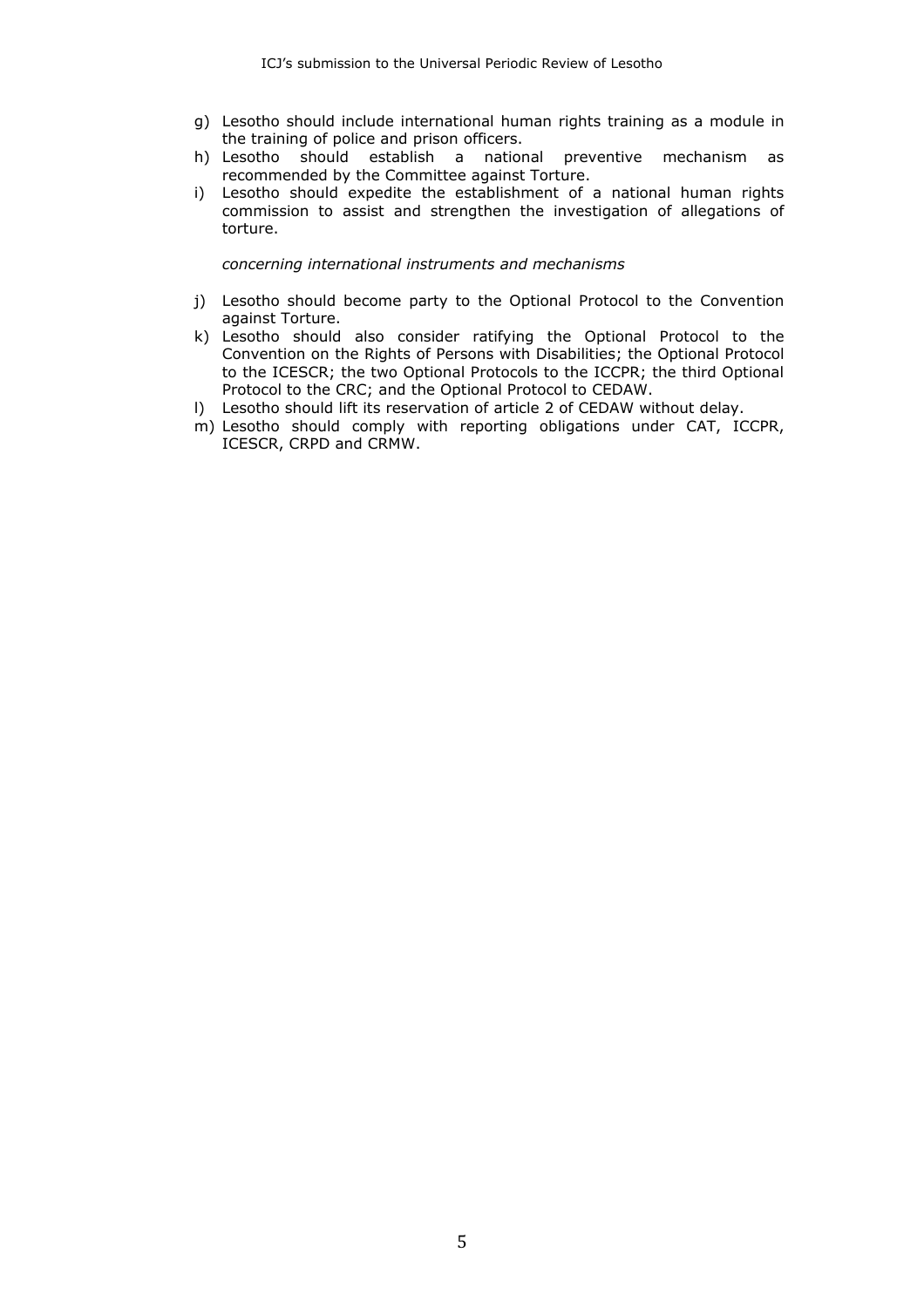g) Lesotho should include international human rights training as a module in the training of police and prison officers.
h) Lesotho should establish a national preventive mechanism as recommended by the Committee against Torture.
i) Lesotho should expedite the establishment of a national human rights commission to assist and strengthen the investigation of allegations of torture.

*concerning international instruments and mechanisms*

j) Lesotho should become party to the Optional Protocol to the Convention against Torture.
k) Lesotho should also consider ratifying the Optional Protocol to the Convention on the Rights of Persons with Disabilities; the Optional Protocol to the ICESCR; the two Optional Protocols to the ICCPR; the third Optional Protocol to the CRC; and the Optional Protocol to CEDAW.
l) Lesotho should lift its reservation of article 2 of CEDAW without delay.
m) Lesotho should comply with reporting obligations under CAT, ICCPR, ICESCR, CRPD and CRMW.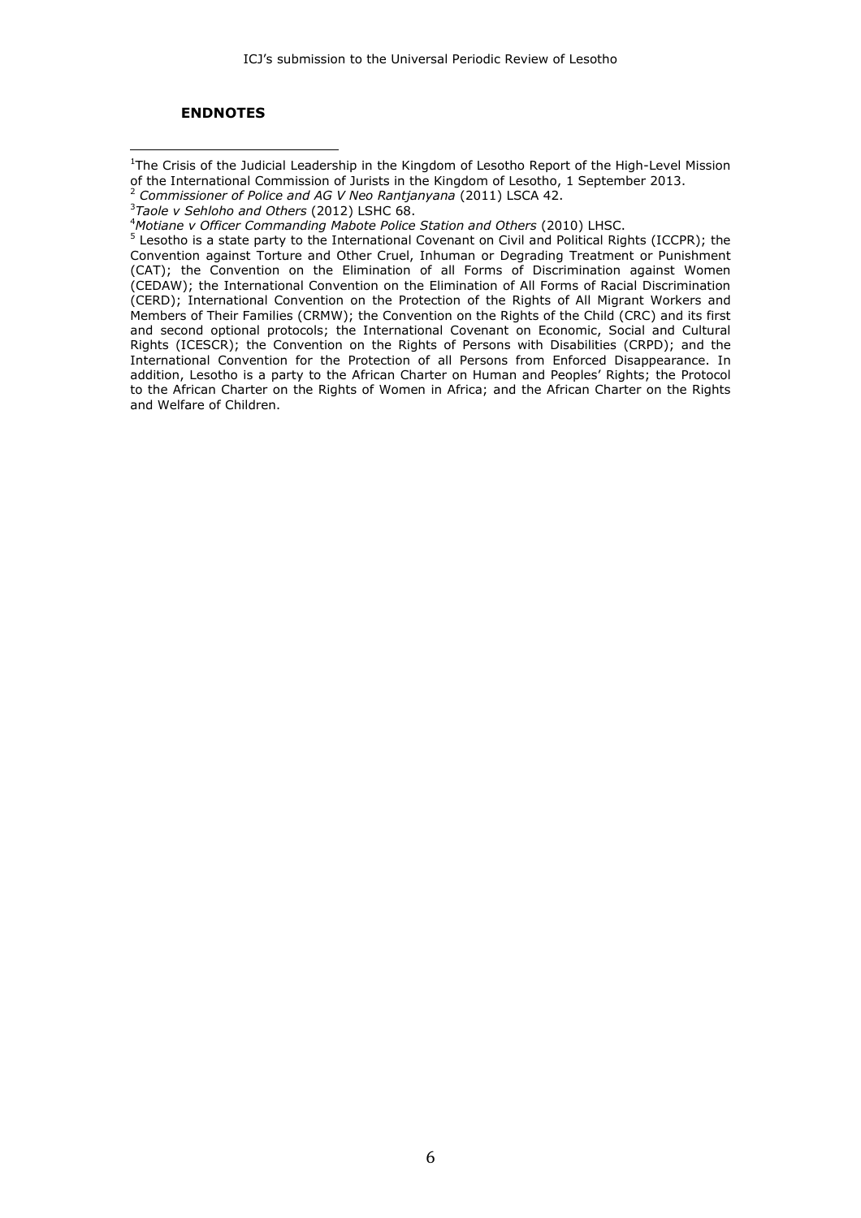**ENDNOTES**

[1]The Crisis of the Judicial Leadership in the Kingdom of Lesotho Report of the High-Level Mission of the International Commission of Jurists in the Kingdom of Lesotho, 1 September 2013.

[2] *Commissioner of Police and AG V Neo Rantjanyana* (2011) LSCA 42.

[3]*Taole v Sehloho and Others* (2012) LSHC 68.

[4]*Motiane v Officer Commanding Mabote Police Station and Others* (2010) LHSC.

[5] Lesotho is a state party to the International Covenant on Civil and Political Rights (ICCPR); the Convention against Torture and Other Cruel, Inhuman or Degrading Treatment or Punishment (CAT); the Convention on the Elimination of all Forms of Discrimination against Women (CEDAW); the International Convention on the Elimination of All Forms of Racial Discrimination (CERD); International Convention on the Protection of the Rights of All Migrant Workers and Members of Their Families (CRMW); the Convention on the Rights of the Child (CRC) and its first and second optional protocols; the International Covenant on Economic, Social and Cultural Rights (ICESCR); the Convention on the Rights of Persons with Disabilities (CRPD); and the International Convention for the Protection of all Persons from Enforced Disappearance. In addition, Lesotho is a party to the African Charter on Human and Peoples' Rights; the Protocol to the African Charter on the Rights of Women in Africa; and the African Charter on the Rights and Welfare of Children.